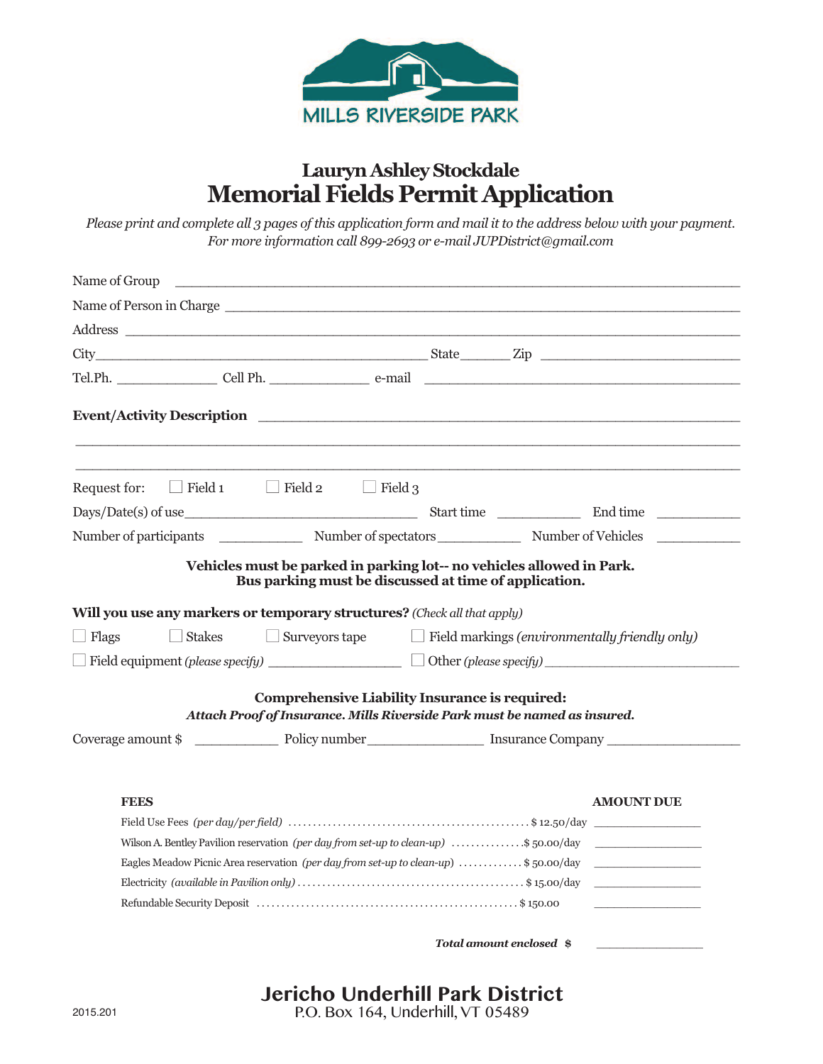MILLS RIVERSIDE PARK

## Lauryn Ashley Stockdale
# Memorial Fields Permit Application

*Please print and complete all 3 pages of this application form and mail it to the address below with your payment. For more information call 899-2693 or e-mail JUPDistrict@gmail.com*

Name of Group ______________________________________________

Name of Person in Charge ______________________________________________

Address ______________________________________________

City ______________________ State ______ Zip ______________

Tel.Ph. ____________ Cell Ph. ____________ e-mail ______________________

**Event/Activity Description** ______________________________________________

______________________________________________

______________________________________________

Request for: ☐ Field 1 ☐ Field 2 ☐ Field 3

Days/Date(s) of use ______________________ Start time __________ End time __________

Number of participants __________ Number of spectators __________ Number of Vehicles __________

**Vehicles must be parked in parking lot-- no vehicles allowed in Park.**
**Bus parking must be discussed at time of application.**

**Will you use any markers or temporary structures?** *(Check all that apply)*

☐ Flags ☐ Stakes ☐ Surveyors tape ☐ Field markings *(environmentally friendly only)*

☐ Field equipment *(please specify)* ______________ ☐ Other *(please specify)* ______________

**Comprehensive Liability Insurance is required:**
***Attach Proof of Insurance. Mills Riverside Park must be named as insured.***

Coverage amount $ __________ Policy number ______________ Insurance Company ______________

| **FEES** | | **AMOUNT DUE** |
|---|---|---|
| Field Use Fees *(per day/per field)* | $ 12.50/day | ______________ |
| Wilson A. Bentley Pavilion reservation *(per day from set-up to clean-up)* | $ 50.00/day | ______________ |
| Eagles Meadow Picnic Area reservation *(per day from set-up to clean-up)* | $ 50.00/day | ______________ |
| Electricity *(available in Pavilion only)* | $ 15.00/day | ______________ |
| Refundable Security Deposit | $ 150.00 | ______________ |

***Total amount enclosed*** **$** ______________

**Jericho Underhill Park District**
P.O. Box 164, Underhill, VT 05489

2015.201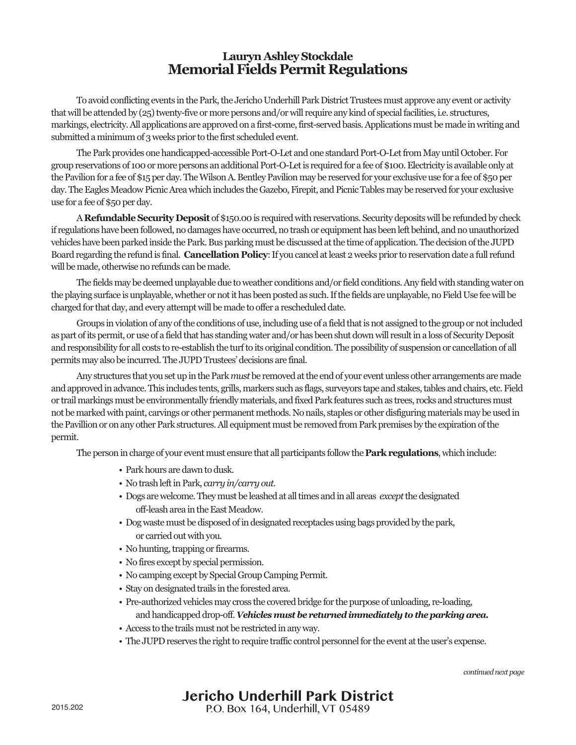## Lauryn Ashley Stockdale
# Memorial Fields Permit Regulations

To avoid conflicting events in the Park, the Jericho Underhill Park District Trustees must approve any event or activity that will be attended by (25) twenty-five or more persons and/or will require any kind of special facilities, i.e. structures, markings, electricity. All applications are approved on a first-come, first-served basis. Applications must be made in writing and submitted a minimum of 3 weeks prior to the first scheduled event.

The Park provides one handicapped-accessible Port-O-Let and one standard Port-O-Let from May until October. For group reservations of 100 or more persons an additional Port-O-Let is required for a fee of $100. Electricity is available only at the Pavilion for a fee of $15 per day. The Wilson A. Bentley Pavilion may be reserved for your exclusive use for a fee of $50 per day. The Eagles Meadow Picnic Area which includes the Gazebo, Firepit, and Picnic Tables may be reserved for your exclusive use for a fee of $50 per day.

A **Refundable Security Deposit** of $150.00 is required with reservations. Security deposits will be refunded by check if regulations have been followed, no damages have occurred, no trash or equipment has been left behind, and no unauthorized vehicles have been parked inside the Park. Bus parking must be discussed at the time of application. The decision of the JUPD Board regarding the refund is final. **Cancellation Policy**: If you cancel at least 2 weeks prior to reservation date a full refund will be made, otherwise no refunds can be made.

The fields may be deemed unplayable due to weather conditions and/or field conditions. Any field with standing water on the playing surface is unplayable, whether or not it has been posted as such. If the fields are unplayable, no Field Use fee will be charged for that day, and every attempt will be made to offer a rescheduled date.

Groups in violation of any of the conditions of use, including use of a field that is not assigned to the group or not included as part of its permit, or use of a field that has standing water and/or has been shut down will result in a loss of Security Deposit and responsibility for all costs to re-establish the turf to its original condition. The possibility of suspension or cancellation of all permits may also be incurred. The JUPD Trustees' decisions are final.

Any structures that you set up in the Park *must* be removed at the end of your event unless other arrangements are made and approved in advance. This includes tents, grills, markers such as flags, surveyors tape and stakes, tables and chairs, etc. Field or trail markings must be environmentally friendly materials, and fixed Park features such as trees, rocks and structures must not be marked with paint, carvings or other permanent methods. No nails, staples or other disfiguring materials may be used in the Pavillion or on any other Park structures. All equipment must be removed from Park premises by the expiration of the permit.

The person in charge of your event must ensure that all participants follow the **Park regulations**, which include:

- Park hours are dawn to dusk.
- No trash left in Park, *carry in/carry out.*
- Dogs are welcome. They must be leashed at all times and in all areas *except* the designated off-leash area in the East Meadow.
- Dog waste must be disposed of in designated receptacles using bags provided by the park, or carried out with you.
- No hunting, trapping or firearms.
- No fires except by special permission.
- No camping except by Special Group Camping Permit.
- Stay on designated trails in the forested area.
- Pre-authorized vehicles may cross the covered bridge for the purpose of unloading, re-loading, and handicapped drop-off. ***Vehicles must be returned immediately to the parking area.***
- Access to the trails must not be restricted in any way.
- The JUPD reserves the right to require traffic control personnel for the event at the user's expense.

*continued next page*

**Jericho Underhill Park District**
P.O. Box 164, Underhill, VT 05489

2015.202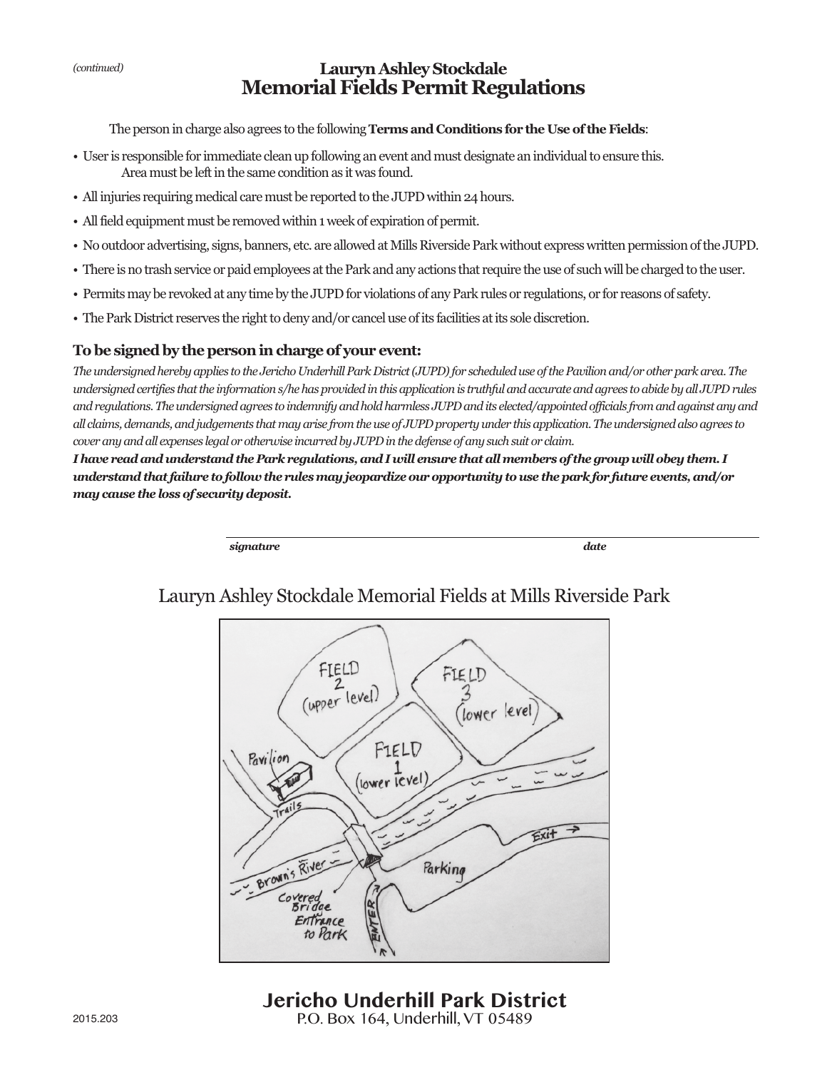*(continued)*

## Lauryn Ashley Stockdale
# Memorial Fields Permit Regulations

The person in charge also agrees to the following **Terms and Conditions for the Use of the Fields**:

- User is responsible for immediate clean up following an event and must designate an individual to ensure this. Area must be left in the same condition as it was found.
- All injuries requiring medical care must be reported to the JUPD within 24 hours.
- All field equipment must be removed within 1 week of expiration of permit.
- No outdoor advertising, signs, banners, etc. are allowed at Mills Riverside Park without express written permission of the JUPD.
- There is no trash service or paid employees at the Park and any actions that require the use of such will be charged to the user.
- Permits may be revoked at any time by the JUPD for violations of any Park rules or regulations, or for reasons of safety.
- The Park District reserves the right to deny and/or cancel use of its facilities at its sole discretion.

### To be signed by the person in charge of your event:

*The undersigned hereby applies to the Jericho Underhill Park District (JUPD) for scheduled use of the Pavilion and/or other park area. The undersigned certifies that the information s/he has provided in this application is truthful and accurate and agrees to abide by all JUPD rules and regulations. The undersigned agrees to indemnify and hold harmless JUPD and its elected/appointed officials from and against any and all claims, demands, and judgements that may arise from the use of JUPD property under this application. The undersigned also agrees to cover any and all expenses legal or otherwise incurred by JUPD in the defense of any such suit or claim.*

***I have read and understand the Park regulations, and I will ensure that all members of the group will obey them. I understand that failure to follow the rules may jeopardize our opportunity to use the park for future events, and/or may cause the loss of security deposit.***

______________________________________________

***signature*** ***date***

Lauryn Ashley Stockdale Memorial Fields at Mills Riverside Park

FIELD 2 (upper level)
FIELD 3 (lower level)
FIELD 1 (lower level)
Pavilion
Trails
Brown's River
Covered Bridge Entrance to Park
ENTER
Parking
Exit

**Jericho Underhill Park District**
P.O. Box 164, Underhill, VT 05489

2015.203